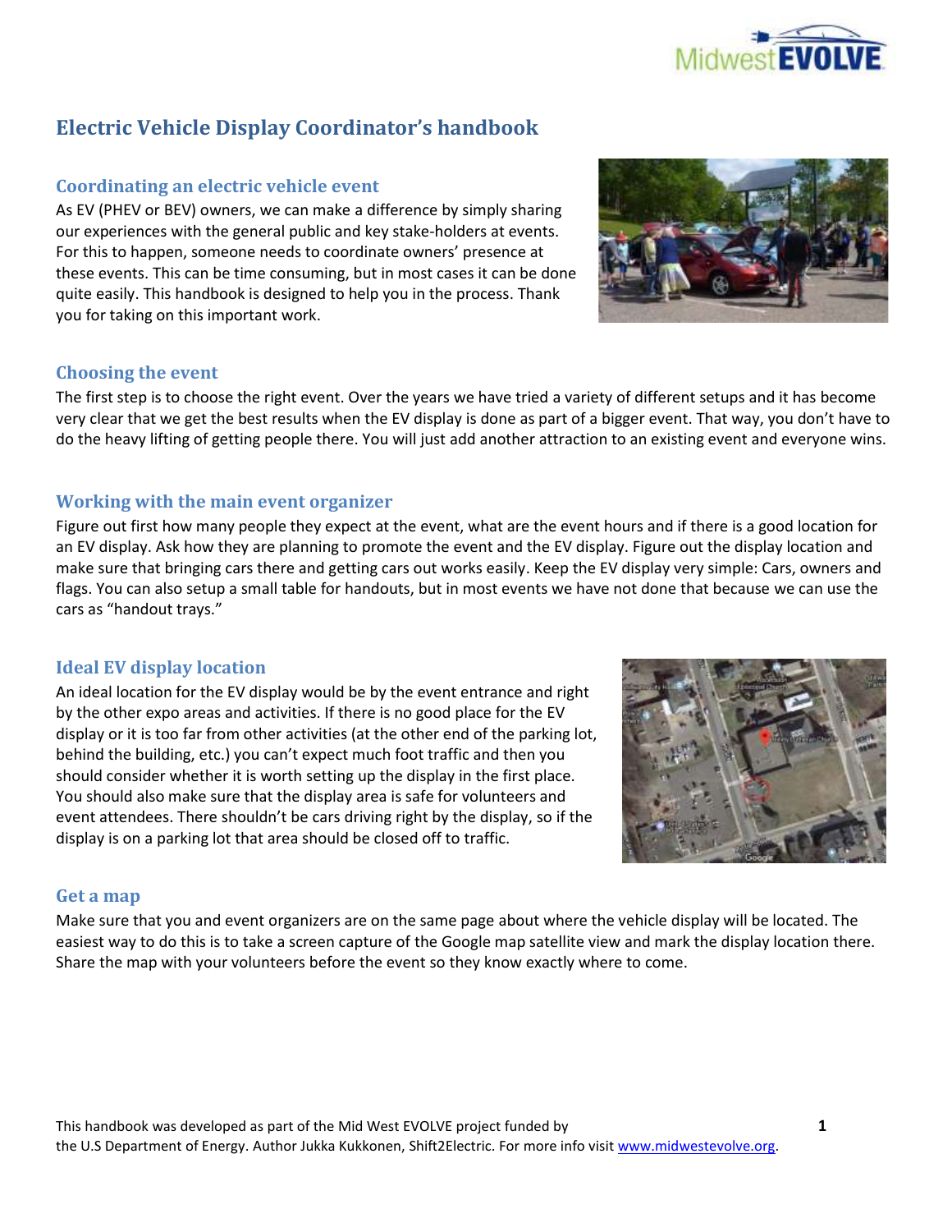# Electric Vehicle Display Coordinator's handbook

## Coordinating an electric vehicle event

As EV (PHEV or BEV) owners, we can make a difference by simply sharing our experiences with the general public and key stake-holders at events. For this to happen, someone needs to coordinate owners' presence at these events. This can be time consuming, but in most cases it can be done quite easily. This handbook is designed to help you in the process. Thank you for taking on this important work.

## Choosing the event

The first step is to choose the right event. Over the years we have tried a variety of different setups and it has become very clear that we get the best results when the EV display is done as part of a bigger event. That way, you don't have to do the heavy lifting of getting people there. You will just add another attraction to an existing event and everyone wins.

## Working with the main event organizer

Figure out first how many people they expect at the event, what are the event hours and if there is a good location for an EV display. Ask how they are planning to promote the event and the EV display. Figure out the display location and make sure that bringing cars there and getting cars out works easily. Keep the EV display very simple: Cars, owners and flags. You can also setup a small table for handouts, but in most events we have not done that because we can use the cars as "handout trays."

## Ideal EV display location

An ideal location for the EV display would be by the event entrance and right by the other expo areas and activities. If there is no good place for the EV display or it is too far from other activities (at the other end of the parking lot, behind the building, etc.) you can't expect much foot traffic and then you should consider whether it is worth setting up the display in the first place. You should also make sure that the display area is safe for volunteers and event attendees. There shouldn't be cars driving right by the display, so if the display is on a parking lot that area should be closed off to traffic.

## Get a map

Make sure that you and event organizers are on the same page about where the vehicle display will be located. The easiest way to do this is to take a screen capture of the Google map satellite view and mark the display location there. Share the map with your volunteers before the event so they know exactly where to come.

This handbook was developed as part of the Mid West EVOLVE project funded by the U.S Department of Energy. Author Jukka Kukkonen, Shift2Electric. For more info visit www.midwestevolve.org.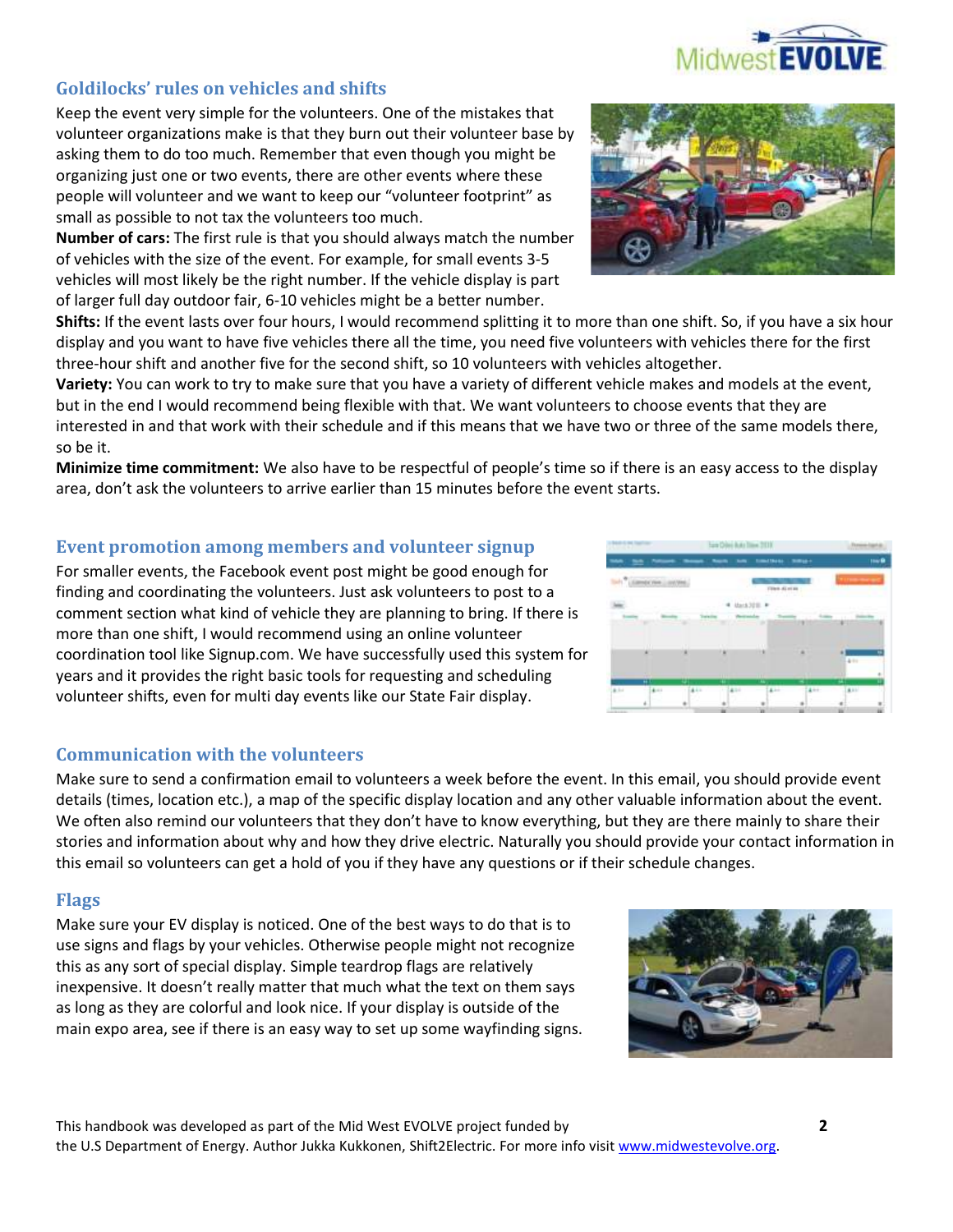## Goldilocks' rules on vehicles and shifts

Keep the event very simple for the volunteers. One of the mistakes that volunteer organizations make is that they burn out their volunteer base by asking them to do too much. Remember that even though you might be organizing just one or two events, there are other events where these people will volunteer and we want to keep our "volunteer footprint" as small as possible to not tax the volunteers too much.

**Number of cars:** The first rule is that you should always match the number of vehicles with the size of the event. For example, for small events 3-5 vehicles will most likely be the right number. If the vehicle display is part of larger full day outdoor fair, 6-10 vehicles might be a better number.

**Shifts:** If the event lasts over four hours, I would recommend splitting it to more than one shift. So, if you have a six hour display and you want to have five vehicles there all the time, you need five volunteers with vehicles there for the first three-hour shift and another five for the second shift, so 10 volunteers with vehicles altogether.

**Variety:** You can work to try to make sure that you have a variety of different vehicle makes and models at the event, but in the end I would recommend being flexible with that. We want volunteers to choose events that they are interested in and that work with their schedule and if this means that we have two or three of the same models there, so be it.

**Minimize time commitment:** We also have to be respectful of people's time so if there is an easy access to the display area, don't ask the volunteers to arrive earlier than 15 minutes before the event starts.

## Event promotion among members and volunteer signup

For smaller events, the Facebook event post might be good enough for finding and coordinating the volunteers. Just ask volunteers to post to a comment section what kind of vehicle they are planning to bring. If there is more than one shift, I would recommend using an online volunteer coordination tool like Signup.com. We have successfully used this system for years and it provides the right basic tools for requesting and scheduling volunteer shifts, even for multi day events like our State Fair display.

## Communication with the volunteers

Make sure to send a confirmation email to volunteers a week before the event. In this email, you should provide event details (times, location etc.), a map of the specific display location and any other valuable information about the event. We often also remind our volunteers that they don't have to know everything, but they are there mainly to share their stories and information about why and how they drive electric. Naturally you should provide your contact information in this email so volunteers can get a hold of you if they have any questions or if their schedule changes.

## Flags

Make sure your EV display is noticed. One of the best ways to do that is to use signs and flags by your vehicles. Otherwise people might not recognize this as any sort of special display. Simple teardrop flags are relatively inexpensive. It doesn't really matter that much what the text on them says as long as they are colorful and look nice. If your display is outside of the main expo area, see if there is an easy way to set up some wayfinding signs.

This handbook was developed as part of the Mid West EVOLVE project funded by the U.S Department of Energy. Author Jukka Kukkonen, Shift2Electric. For more info visit www.midwestevolve.org.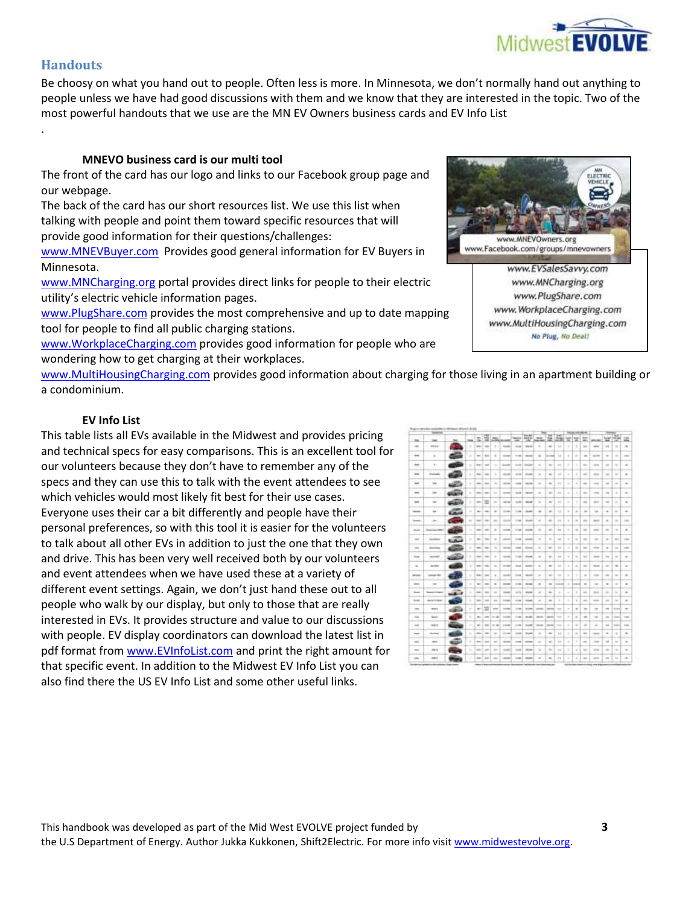## Handouts

Be choosy on what you hand out to people. Often less is more. In Minnesota, we don't normally hand out anything to people unless we have had good discussions with them and we know that they are interested in the topic. Two of the most powerful handouts that we use are the MN EV Owners business cards and EV Info List

.

### MNEVO business card is our multi tool

The front of the card has our logo and links to our Facebook group page and our webpage.

The back of the card has our short resources list. We use this list when talking with people and point them toward specific resources that will provide good information for their questions/challenges:

www.MNEVBuyer.com Provides good general information for EV Buyers in Minnesota.

www.MNCharging.org portal provides direct links for people to their electric utility's electric vehicle information pages.

www.PlugShare.com provides the most comprehensive and up to date mapping tool for people to find all public charging stations.

www.WorkplaceCharging.com provides good information for people who are wondering how to get charging at their workplaces.

www.MultiHousingCharging.com provides good information about charging for those living in an apartment building or a condominium.

www.MNEVOwners.org
www.Facebook.com/groups/mnevowners

www.EVSalesSavvy.com
www.MNCharging.org
www.PlugShare.com
www.WorkplaceCharging.com
www.MultiHousingCharging.com
No Plug, No Deal!

### EV Info List

This table lists all EVs available in the Midwest and provides pricing and technical specs for easy comparisons. This is an excellent tool for our volunteers because they don't have to remember any of the specs and they can use this to talk with the event attendees to see which vehicles would most likely fit best for their use cases. Everyone uses their car a bit differently and people have their personal preferences, so with this tool it is easier for the volunteers to talk about all other EVs in addition to just the one that they own and drive. This has been very well received both by our volunteers and event attendees when we have used these at a variety of different event settings. Again, we don't just hand these out to all people who walk by our display, but only to those that are really interested in EVs. It provides structure and value to our discussions with people. EV display coordinators can download the latest list in pdf format from www.EVInfoList.com and print the right amount for that specific event. In addition to the Midwest EV Info List you can also find there the US EV Info List and some other useful links.

This handbook was developed as part of the Mid West EVOLVE project funded by the U.S Department of Energy. Author Jukka Kukkonen, Shift2Electric. For more info visit www.midwestevolve.org.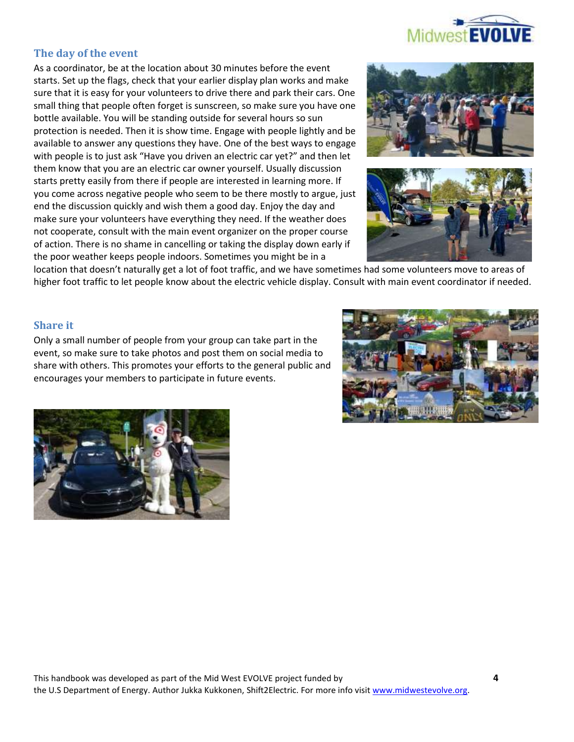## The day of the event

As a coordinator, be at the location about 30 minutes before the event starts. Set up the flags, check that your earlier display plan works and make sure that it is easy for your volunteers to drive there and park their cars. One small thing that people often forget is sunscreen, so make sure you have one bottle available. You will be standing outside for several hours so sun protection is needed. Then it is show time. Engage with people lightly and be available to answer any questions they have. One of the best ways to engage with people is to just ask "Have you driven an electric car yet?" and then let them know that you are an electric car owner yourself. Usually discussion starts pretty easily from there if people are interested in learning more. If you come across negative people who seem to be there mostly to argue, just end the discussion quickly and wish them a good day. Enjoy the day and make sure your volunteers have everything they need. If the weather does not cooperate, consult with the main event organizer on the proper course of action. There is no shame in cancelling or taking the display down early if the poor weather keeps people indoors. Sometimes you might be in a location that doesn't naturally get a lot of foot traffic, and we have sometimes had some volunteers move to areas of higher foot traffic to let people know about the electric vehicle display. Consult with main event coordinator if needed.

## Share it

Only a small number of people from your group can take part in the event, so make sure to take photos and post them on social media to share with others. This promotes your efforts to the general public and encourages your members to participate in future events.

This handbook was developed as part of the Mid West EVOLVE project funded by the U.S Department of Energy. Author Jukka Kukkonen, Shift2Electric. For more info visit www.midwestevolve.org.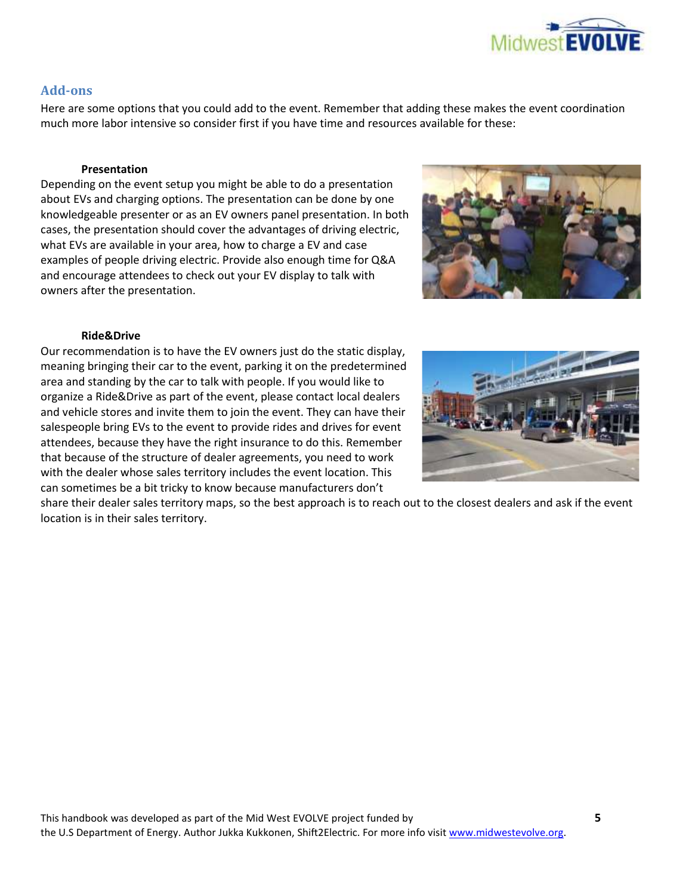## Add-ons

Here are some options that you could add to the event. Remember that adding these makes the event coordination much more labor intensive so consider first if you have time and resources available for these:

### Presentation

Depending on the event setup you might be able to do a presentation about EVs and charging options. The presentation can be done by one knowledgeable presenter or as an EV owners panel presentation. In both cases, the presentation should cover the advantages of driving electric, what EVs are available in your area, how to charge a EV and case examples of people driving electric. Provide also enough time for Q&A and encourage attendees to check out your EV display to talk with owners after the presentation.

### Ride&Drive

Our recommendation is to have the EV owners just do the static display, meaning bringing their car to the event, parking it on the predetermined area and standing by the car to talk with people. If you would like to organize a Ride&Drive as part of the event, please contact local dealers and vehicle stores and invite them to join the event. They can have their salespeople bring EVs to the event to provide rides and drives for event attendees, because they have the right insurance to do this. Remember that because of the structure of dealer agreements, you need to work with the dealer whose sales territory includes the event location. This can sometimes be a bit tricky to know because manufacturers don't share their dealer sales territory maps, so the best approach is to reach out to the closest dealers and ask if the event location is in their sales territory.